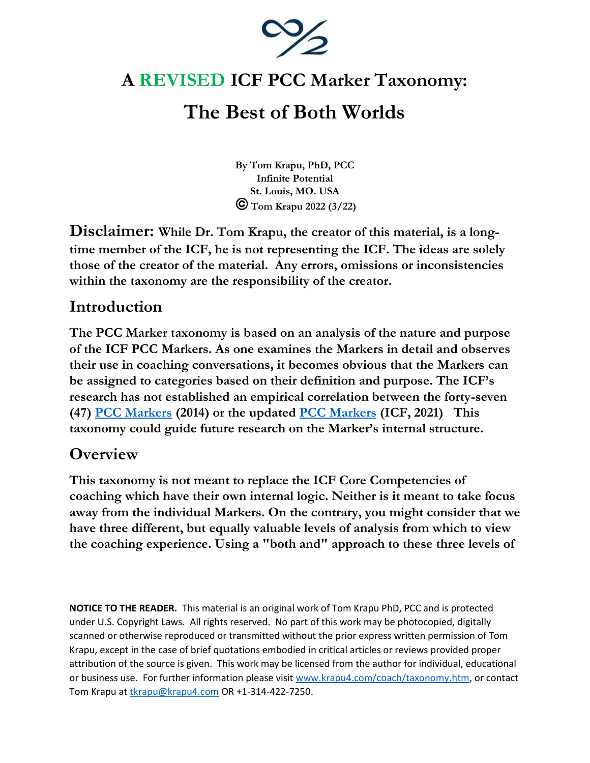# A REVISED ICF PCC Marker Taxonomy:

# The Best of Both Worlds

**By Tom Krapu, PhD, PCC**
**Infinite Potential**
**St. Louis, MO. USA**
**© Tom Krapu 2022 (3/22)**

**Disclaimer: While Dr. Tom Krapu, the creator of this material, is a long-time member of the ICF, he is not representing the ICF. The ideas are solely those of the creator of the material. Any errors, omissions or inconsistencies within the taxonomy are the responsibility of the creator.**

## Introduction

**The PCC Marker taxonomy is based on an analysis of the nature and purpose of the ICF PCC Markers. As one examines the Markers in detail and observes their use in coaching conversations, it becomes obvious that the Markers can be assigned to categories based on their definition and purpose. The ICF's research has not established an empirical correlation between the forty-seven (47) [PCC Markers](#) (2014) or the updated [PCC Markers](#) (ICF, 2021) This taxonomy could guide future research on the Marker's internal structure.**

## Overview

**This taxonomy is not meant to replace the ICF Core Competencies of coaching which have their own internal logic. Neither is it meant to take focus away from the individual Markers. On the contrary, you might consider that we have three different, but equally valuable levels of analysis from which to view the coaching experience. Using a "both and" approach to these three levels of**

**NOTICE TO THE READER.** This material is an original work of Tom Krapu PhD, PCC and is protected under U.S. Copyright Laws. All rights reserved. No part of this work may be photocopied, digitally scanned or otherwise reproduced or transmitted without the prior express written permission of Tom Krapu, except in the case of brief quotations embodied in critical articles or reviews provided proper attribution of the source is given. This work may be licensed from the author for individual, educational or business use. For further information please visit www.krapu4.com/coach/taxonomy.htm, or contact Tom Krapu at tkrapu@krapu4.com OR +1-314-422-7250.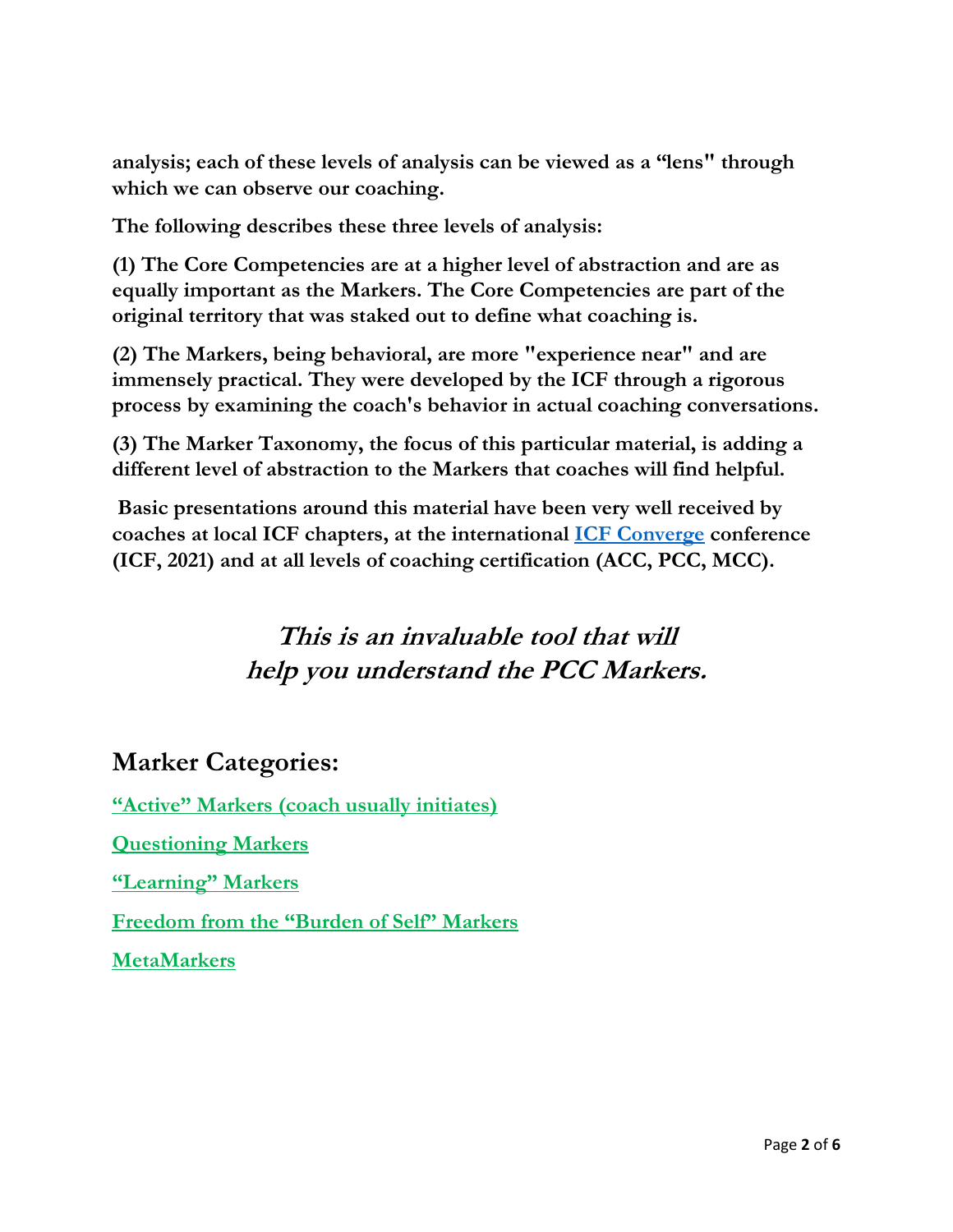**analysis; each of these levels of analysis can be viewed as a "lens" through which we can observe our coaching.**

**The following describes these three levels of analysis:**

**(1) The Core Competencies are at a higher level of abstraction and are as equally important as the Markers. The Core Competencies are part of the original territory that was staked out to define what coaching is.**

**(2) The Markers, being behavioral, are more "experience near" and are immensely practical. They were developed by the ICF through a rigorous process by examining the coach's behavior in actual coaching conversations.**

**(3) The Marker Taxonomy, the focus of this particular material, is adding a different level of abstraction to the Markers that coaches will find helpful.**

**Basic presentations around this material have been very well received by coaches at local ICF chapters, at the international [ICF Converge] conference (ICF, 2021) and at all levels of coaching certification (ACC, PCC, MCC).**

***This is an invaluable tool that will help you understand the PCC Markers.***

## Marker Categories:

[“Active” Markers (coach usually initiates)]

[Questioning Markers]

[“Learning” Markers]

[Freedom from the “Burden of Self” Markers]

[MetaMarkers]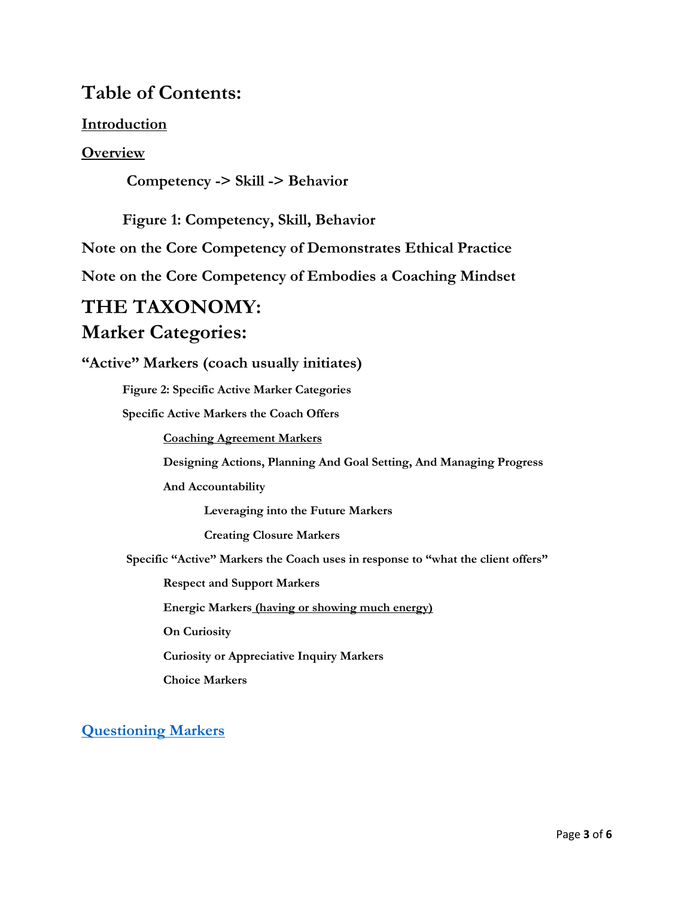# Table of Contents:

**Introduction**

**Overview**

**Competency -> Skill -> Behavior**

**Figure 1: Competency, Skill, Behavior**

**Note on the Core Competency of Demonstrates Ethical Practice**

**Note on the Core Competency of Embodies a Coaching Mindset**

# THE TAXONOMY:

# Marker Categories:

## "Active" Markers (coach usually initiates)

**Figure 2: Specific Active Marker Categories**

**Specific Active Markers the Coach Offers**

- **Coaching Agreement Markers**
- **Designing Actions, Planning And Goal Setting, And Managing Progress And Accountability**
  - **Leveraging into the Future Markers**
  - **Creating Closure Markers**

**Specific "Active" Markers the Coach uses in response to "what the client offers"**

- **Respect and Support Markers**
- **Energic Markers (having or showing much energy)**
- **On Curiosity**
- **Curiosity or Appreciative Inquiry Markers**
- **Choice Markers**

**Questioning Markers**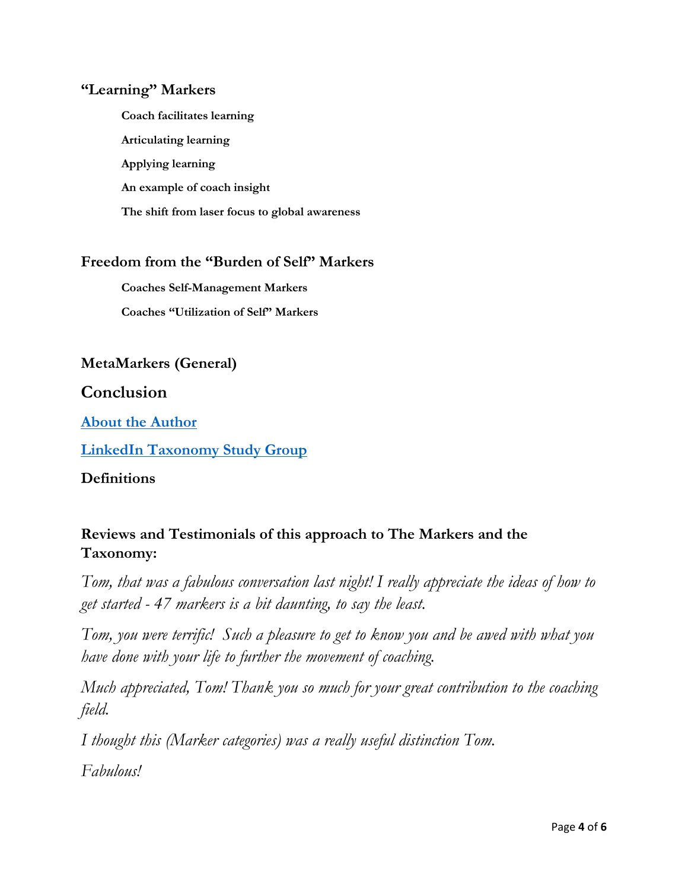### "Learning" Markers

**Coach facilitates learning**

**Articulating learning**

**Applying learning**

**An example of coach insight**

**The shift from laser focus to global awareness**

### Freedom from the "Burden of Self" Markers

**Coaches Self-Management Markers**

**Coaches "Utilization of Self" Markers**

### MetaMarkers (General)

## Conclusion

### About the Author

### LinkedIn Taxonomy Study Group

### Definitions

### Reviews and Testimonials of this approach to The Markers and the Taxonomy:

*Tom, that was a fabulous conversation last night! I really appreciate the ideas of how to get started - 47 markers is a bit daunting, to say the least.*

*Tom, you were terrific! Such a pleasure to get to know you and be awed with what you have done with your life to further the movement of coaching.*

*Much appreciated, Tom! Thank you so much for your great contribution to the coaching field.*

*I thought this (Marker categories) was a really useful distinction Tom.*

*Fabulous!*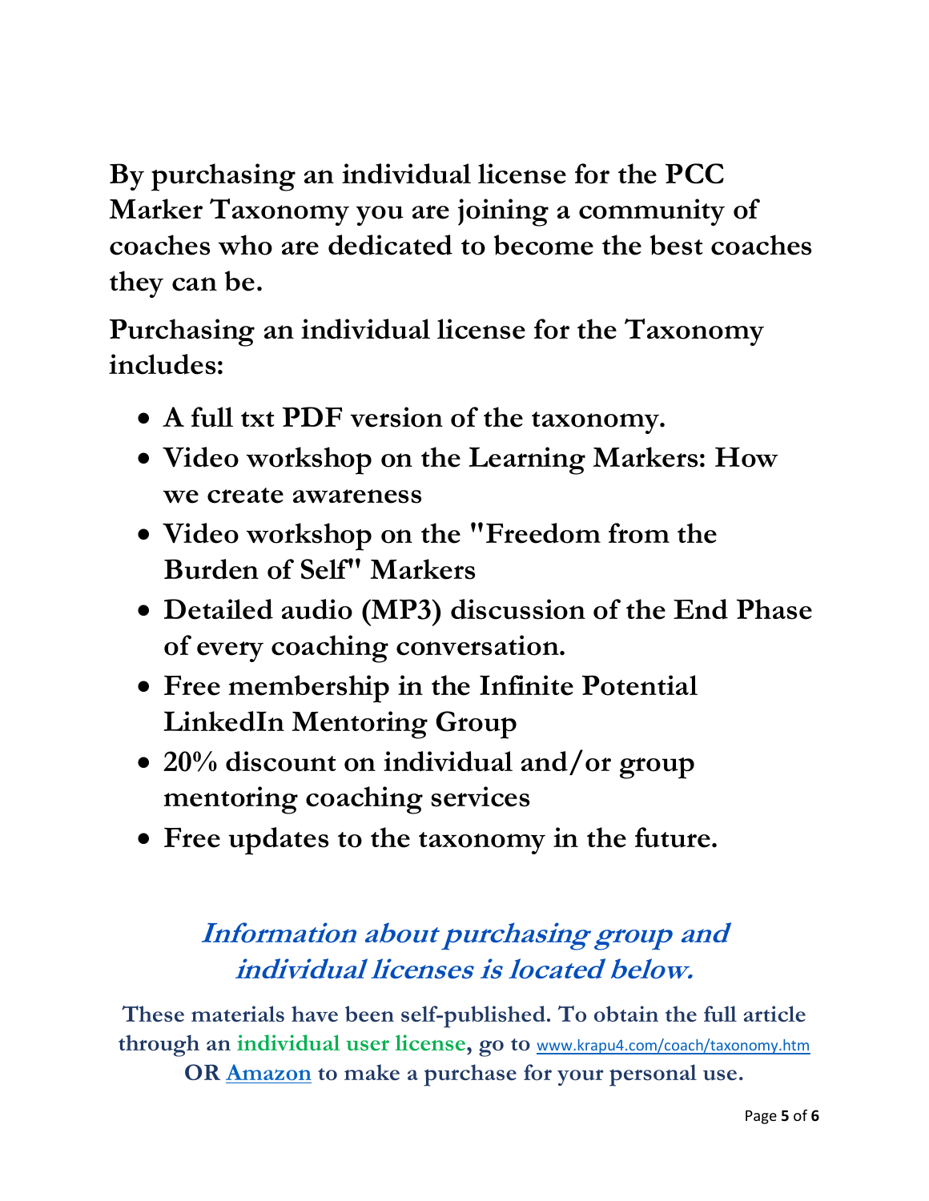**By purchasing an individual license for the PCC Marker Taxonomy you are joining a community of coaches who are dedicated to become the best coaches they can be.**

**Purchasing an individual license for the Taxonomy includes:**

- **A full txt PDF version of the taxonomy.**
- **Video workshop on the Learning Markers: How we create awareness**
- **Video workshop on the "Freedom from the Burden of Self" Markers**
- **Detailed audio (MP3) discussion of the End Phase of every coaching conversation.**
- **Free membership in the Infinite Potential LinkedIn Mentoring Group**
- **20% discount on individual and/or group mentoring coaching services**
- **Free updates to the taxonomy in the future.**

***Information about purchasing group and individual licenses is located below.***

**These materials have been self-published. To obtain the full article through an individual user license, go to** www.krapu4.com/coach/taxonomy.htm **OR Amazon to make a purchase for your personal use.**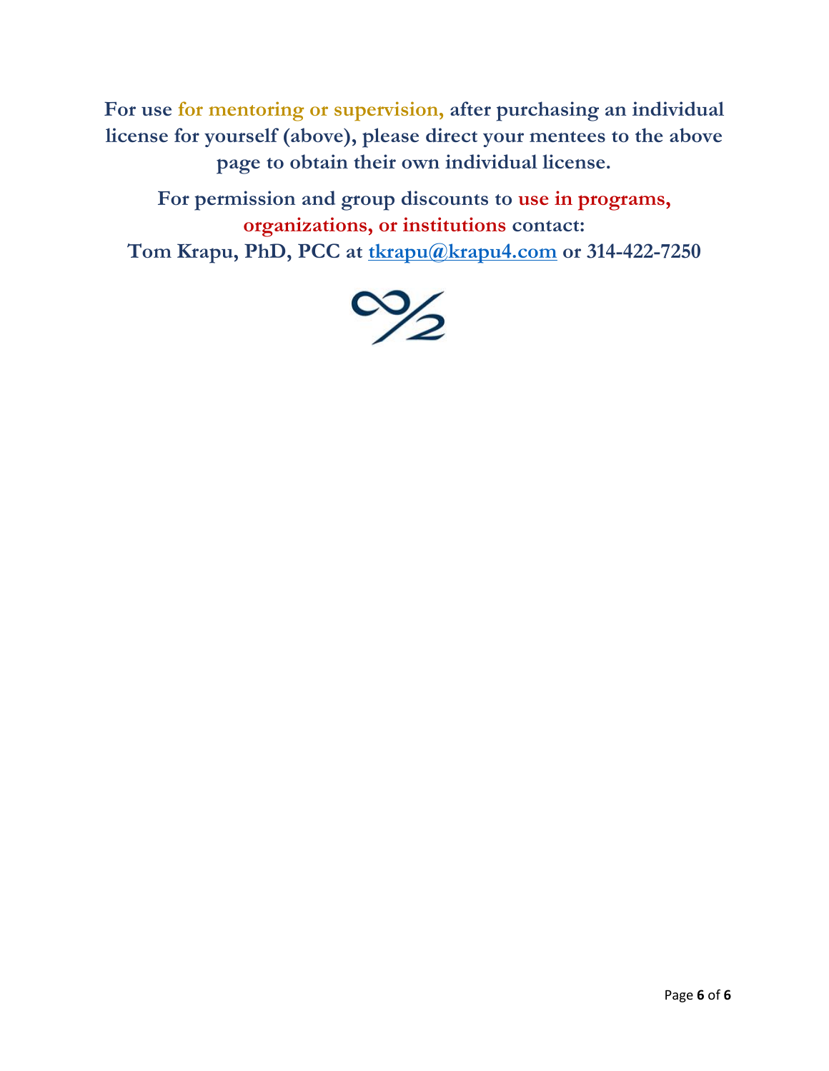**For use for mentoring or supervision, after purchasing an individual license for yourself (above), please direct your mentees to the above page to obtain their own individual license.**

**For permission and group discounts to use in programs, organizations, or institutions contact:**
**Tom Krapu, PhD, PCC at tkrapu@krapu4.com or 314-422-7250**